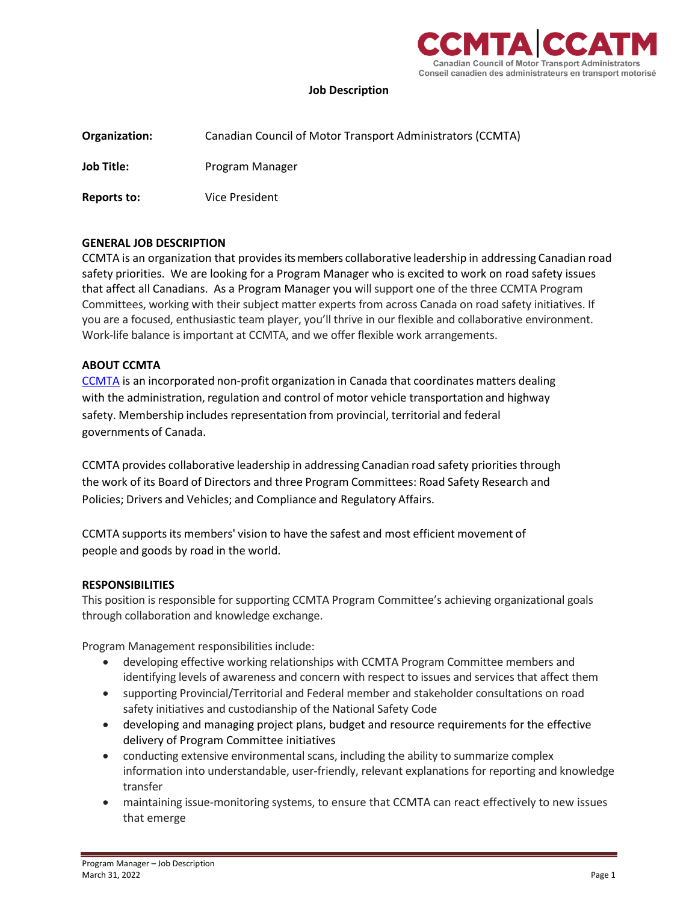CCMTA | CCATM
Canadian Council of Motor Transport Administrators
Conseil canadien des administrateurs en transport motorisé

# Job Description

**Organization:** Canadian Council of Motor Transport Administrators (CCMTA)

**Job Title:** Program Manager

**Reports to:** Vice President

## GENERAL JOB DESCRIPTION

CCMTA is an organization that provides its members collaborative leadership in addressing Canadian road safety priorities. We are looking for a Program Manager who is excited to work on road safety issues that affect all Canadians. As a Program Manager you will support one of the three CCMTA Program Committees, working with their subject matter experts from across Canada on road safety initiatives. If you are a focused, enthusiastic team player, you'll thrive in our flexible and collaborative environment. Work-life balance is important at CCMTA, and we offer flexible work arrangements.

## ABOUT CCMTA

CCMTA is an incorporated non-profit organization in Canada that coordinates matters dealing with the administration, regulation and control of motor vehicle transportation and highway safety. Membership includes representation from provincial, territorial and federal governments of Canada.

CCMTA provides collaborative leadership in addressing Canadian road safety priorities through the work of its Board of Directors and three Program Committees: Road Safety Research and Policies; Drivers and Vehicles; and Compliance and Regulatory Affairs.

CCMTA supports its members' vision to have the safest and most efficient movement of people and goods by road in the world.

## RESPONSIBILITIES

This position is responsible for supporting CCMTA Program Committee's achieving organizational goals through collaboration and knowledge exchange.

Program Management responsibilities include:

- developing effective working relationships with CCMTA Program Committee members and identifying levels of awareness and concern with respect to issues and services that affect them
- supporting Provincial/Territorial and Federal member and stakeholder consultations on road safety initiatives and custodianship of the National Safety Code
- developing and managing project plans, budget and resource requirements for the effective delivery of Program Committee initiatives
- conducting extensive environmental scans, including the ability to summarize complex information into understandable, user-friendly, relevant explanations for reporting and knowledge transfer
- maintaining issue-monitoring systems, to ensure that CCMTA can react effectively to new issues that emerge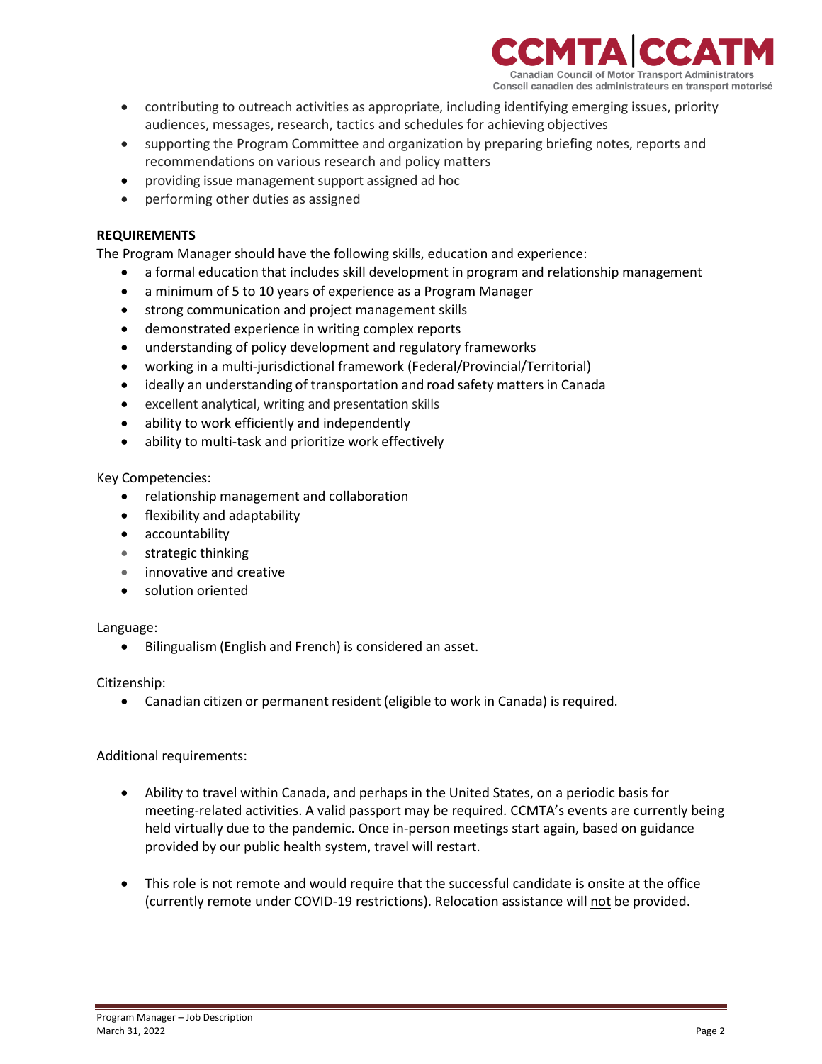- contributing to outreach activities as appropriate, including identifying emerging issues, priority audiences, messages, research, tactics and schedules for achieving objectives
- supporting the Program Committee and organization by preparing briefing notes, reports and recommendations on various research and policy matters
- providing issue management support assigned ad hoc
- performing other duties as assigned

**REQUIREMENTS**

The Program Manager should have the following skills, education and experience:

- a formal education that includes skill development in program and relationship management
- a minimum of 5 to 10 years of experience as a Program Manager
- strong communication and project management skills
- demonstrated experience in writing complex reports
- understanding of policy development and regulatory frameworks
- working in a multi-jurisdictional framework (Federal/Provincial/Territorial)
- ideally an understanding of transportation and road safety matters in Canada
- excellent analytical, writing and presentation skills
- ability to work efficiently and independently
- ability to multi-task and prioritize work effectively

Key Competencies:

- relationship management and collaboration
- flexibility and adaptability
- accountability
- strategic thinking
- innovative and creative
- solution oriented

Language:

- Bilingualism (English and French) is considered an asset.

Citizenship:

- Canadian citizen or permanent resident (eligible to work in Canada) is required.

Additional requirements:

- Ability to travel within Canada, and perhaps in the United States, on a periodic basis for meeting-related activities. A valid passport may be required. CCMTA's events are currently being held virtually due to the pandemic. Once in-person meetings start again, based on guidance provided by our public health system, travel will restart.

- This role is not remote and would require that the successful candidate is onsite at the office (currently remote under COVID-19 restrictions). Relocation assistance will not be provided.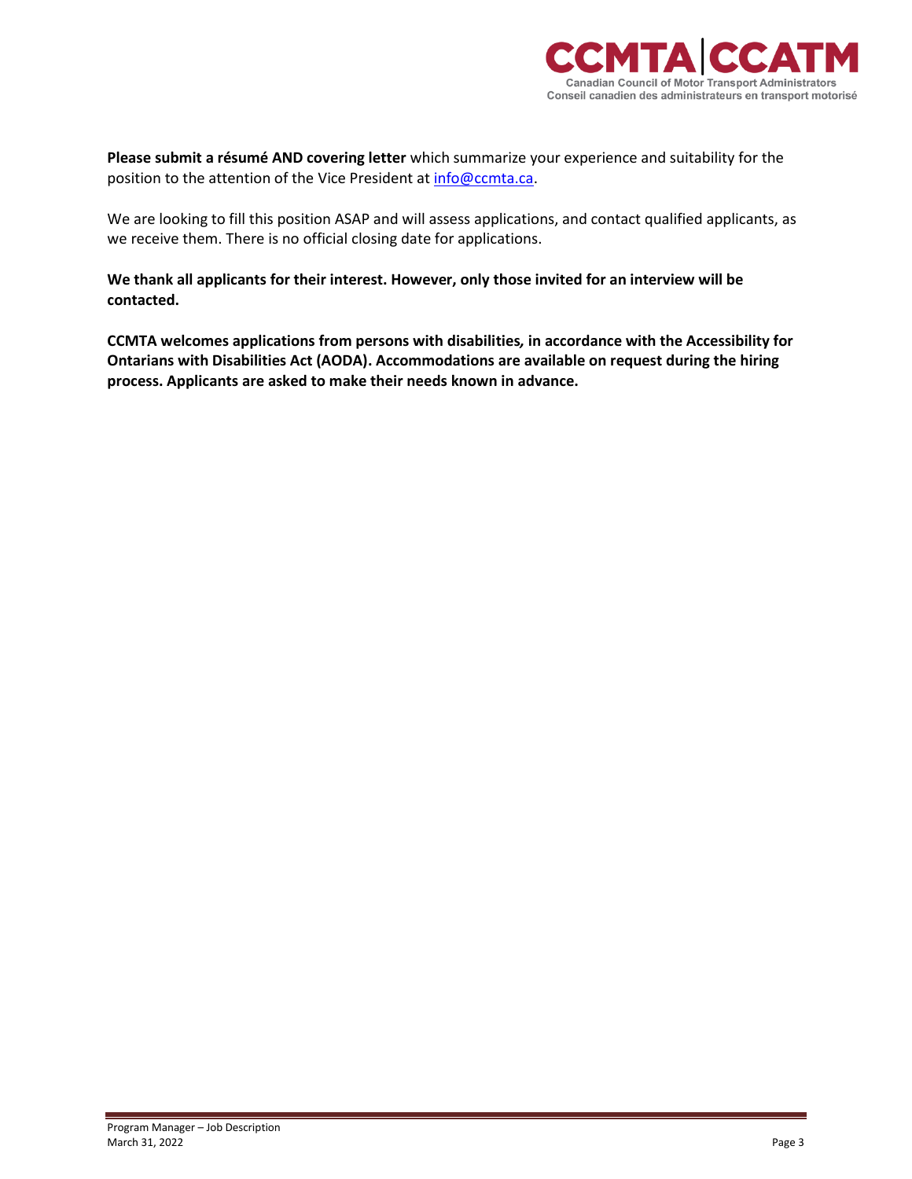**Please submit a résumé AND covering letter** which summarize your experience and suitability for the position to the attention of the Vice President at info@ccmta.ca.

We are looking to fill this position ASAP and will assess applications, and contact qualified applicants, as we receive them. There is no official closing date for applications.

**We thank all applicants for their interest. However, only those invited for an interview will be contacted.**

**CCMTA welcomes applications from persons with disabilities*,* in accordance with the Accessibility for Ontarians with Disabilities Act (AODA). Accommodations are available on request during the hiring process. Applicants are asked to make their needs known in advance.**